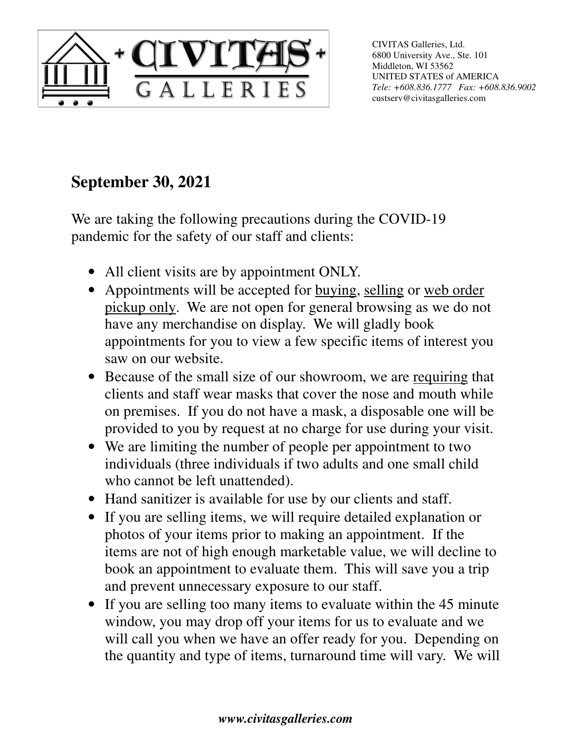CIVITAS Galleries, Ltd.
6800 University Ave., Ste. 101
Middleton, WI 53562
UNITED STATES of AMERICA
*Tele: +608.836.1777 Fax: +608.836.9002*
custserv@civitasgalleries.com

## September 30, 2021

We are taking the following precautions during the COVID-19 pandemic for the safety of our staff and clients:

- All client visits are by appointment ONLY.
- Appointments will be accepted for <u>buying</u>, <u>selling</u> or <u>web order pickup only</u>. We are not open for general browsing as we do not have any merchandise on display. We will gladly book appointments for you to view a few specific items of interest you saw on our website.
- Because of the small size of our showroom, we are <u>requiring</u> that clients and staff wear masks that cover the nose and mouth while on premises. If you do not have a mask, a disposable one will be provided to you by request at no charge for use during your visit.
- We are limiting the number of people per appointment to two individuals (three individuals if two adults and one small child who cannot be left unattended).
- Hand sanitizer is available for use by our clients and staff.
- If you are selling items, we will require detailed explanation or photos of your items prior to making an appointment. If the items are not of high enough marketable value, we will decline to book an appointment to evaluate them. This will save you a trip and prevent unnecessary exposure to our staff.
- If you are selling too many items to evaluate within the 45 minute window, you may drop off your items for us to evaluate and we will call you when we have an offer ready for you. Depending on the quantity and type of items, turnaround time will vary. We will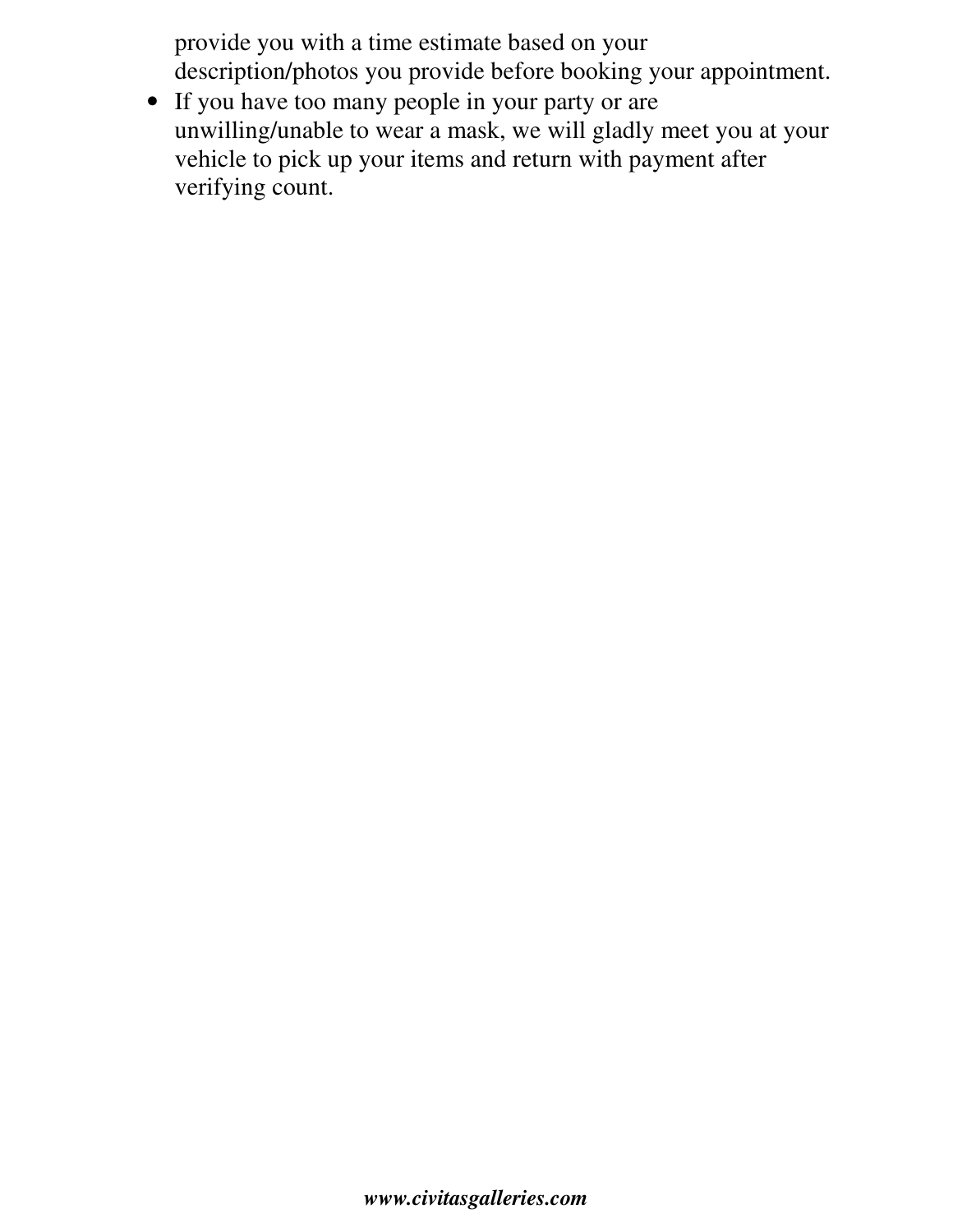provide you with a time estimate based on your description/photos you provide before booking your appointment.

- If you have too many people in your party or are unwilling/unable to wear a mask, we will gladly meet you at your vehicle to pick up your items and return with payment after verifying count.

***www.civitasgalleries.com***